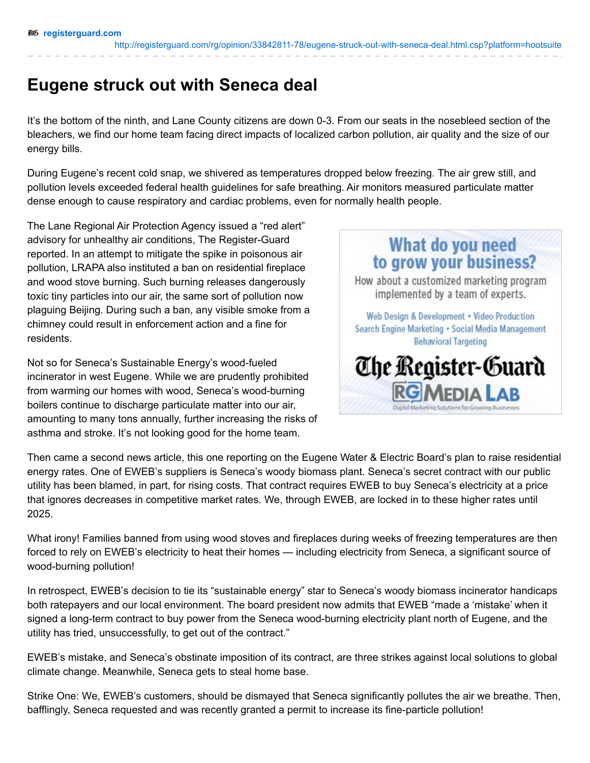# Eugene struck out with Seneca deal

It's the bottom of the ninth, and Lane County citizens are down 0-3. From our seats in the nosebleed section of the bleachers, we find our home team facing direct impacts of localized carbon pollution, air quality and the size of our energy bills.

During Eugene's recent cold snap, we shivered as temperatures dropped below freezing. The air grew still, and pollution levels exceeded federal health guidelines for safe breathing. Air monitors measured particulate matter dense enough to cause respiratory and cardiac problems, even for normally health people.

The Lane Regional Air Protection Agency issued a "red alert" advisory for unhealthy air conditions, The Register-Guard reported. In an attempt to mitigate the spike in poisonous air pollution, LRAPA also instituted a ban on residential fireplace and wood stove burning. Such burning releases dangerously toxic tiny particles into our air, the same sort of pollution now plaguing Beijing. During such a ban, any visible smoke from a chimney could result in enforcement action and a fine for residents.

Not so for Seneca's Sustainable Energy's wood-fueled incinerator in west Eugene. While we are prudently prohibited from warming our homes with wood, Seneca's wood-burning boilers continue to discharge particulate matter into our air, amounting to many tons annually, further increasing the risks of asthma and stroke. It's not looking good for the home team.

Then came a second news article, this one reporting on the Eugene Water & Electric Board's plan to raise residential energy rates. One of EWEB's suppliers is Seneca's woody biomass plant. Seneca's secret contract with our public utility has been blamed, in part, for rising costs. That contract requires EWEB to buy Seneca's electricity at a price that ignores decreases in competitive market rates. We, through EWEB, are locked in to these higher rates until 2025.

What irony! Families banned from using wood stoves and fireplaces during weeks of freezing temperatures are then forced to rely on EWEB's electricity to heat their homes — including electricity from Seneca, a significant source of wood-burning pollution!

In retrospect, EWEB's decision to tie its "sustainable energy" star to Seneca's woody biomass incinerator handicaps both ratepayers and our local environment. The board president now admits that EWEB "made a 'mistake' when it signed a long-term contract to buy power from the Seneca wood-burning electricity plant north of Eugene, and the utility has tried, unsuccessfully, to get out of the contract."

EWEB's mistake, and Seneca's obstinate imposition of its contract, are three strikes against local solutions to global climate change. Meanwhile, Seneca gets to steal home base.

Strike One: We, EWEB's customers, should be dismayed that Seneca significantly pollutes the air we breathe. Then, bafflingly, Seneca requested and was recently granted a permit to increase its fine-particle pollution!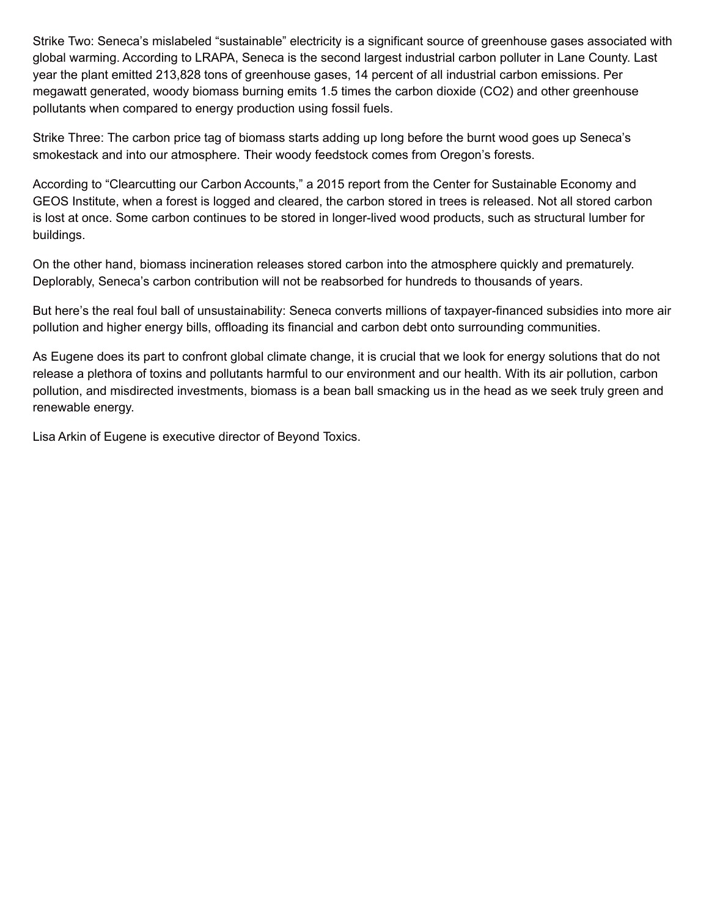Strike Two: Seneca's mislabeled "sustainable" electricity is a significant source of greenhouse gases associated with global warming. According to LRAPA, Seneca is the second largest industrial carbon polluter in Lane County. Last year the plant emitted 213,828 tons of greenhouse gases, 14 percent of all industrial carbon emissions. Per megawatt generated, woody biomass burning emits 1.5 times the carbon dioxide ($CO_2$) and other greenhouse pollutants when compared to energy production using fossil fuels.

Strike Three: The carbon price tag of biomass starts adding up long before the burnt wood goes up Seneca's smokestack and into our atmosphere. Their woody feedstock comes from Oregon's forests.

According to "Clearcutting our Carbon Accounts," a 2015 report from the Center for Sustainable Economy and GEOS Institute, when a forest is logged and cleared, the carbon stored in trees is released. Not all stored carbon is lost at once. Some carbon continues to be stored in longer-lived wood products, such as structural lumber for buildings.

On the other hand, biomass incineration releases stored carbon into the atmosphere quickly and prematurely. Deplorably, Seneca's carbon contribution will not be reabsorbed for hundreds to thousands of years.

But here's the real foul ball of unsustainability: Seneca converts millions of taxpayer-financed subsidies into more air pollution and higher energy bills, offloading its financial and carbon debt onto surrounding communities.

As Eugene does its part to confront global climate change, it is crucial that we look for energy solutions that do not release a plethora of toxins and pollutants harmful to our environment and our health. With its air pollution, carbon pollution, and misdirected investments, biomass is a bean ball smacking us in the head as we seek truly green and renewable energy.

Lisa Arkin of Eugene is executive director of Beyond Toxics.